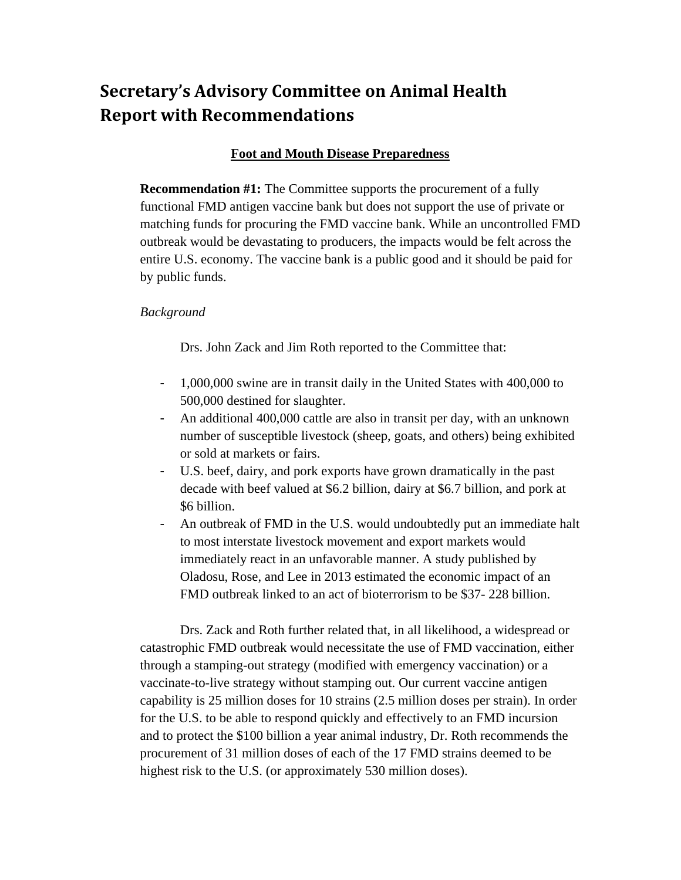# Secretary's Advisory Committee on Animal Health Report with Recommendations

## Foot and Mouth Disease Preparedness

**Recommendation #1:** The Committee supports the procurement of a fully functional FMD antigen vaccine bank but does not support the use of private or matching funds for procuring the FMD vaccine bank. While an uncontrolled FMD outbreak would be devastating to producers, the impacts would be felt across the entire U.S. economy. The vaccine bank is a public good and it should be paid for by public funds.

*Background*

Drs. John Zack and Jim Roth reported to the Committee that:

- 1,000,000 swine are in transit daily in the United States with 400,000 to 500,000 destined for slaughter.
- An additional 400,000 cattle are also in transit per day, with an unknown number of susceptible livestock (sheep, goats, and others) being exhibited or sold at markets or fairs.
- U.S. beef, dairy, and pork exports have grown dramatically in the past decade with beef valued at $6.2 billion, dairy at $6.7 billion, and pork at $6 billion.
- An outbreak of FMD in the U.S. would undoubtedly put an immediate halt to most interstate livestock movement and export markets would immediately react in an unfavorable manner. A study published by Oladosu, Rose, and Lee in 2013 estimated the economic impact of an FMD outbreak linked to an act of bioterrorism to be $37- 228 billion.

Drs. Zack and Roth further related that, in all likelihood, a widespread or catastrophic FMD outbreak would necessitate the use of FMD vaccination, either through a stamping-out strategy (modified with emergency vaccination) or a vaccinate-to-live strategy without stamping out. Our current vaccine antigen capability is 25 million doses for 10 strains (2.5 million doses per strain). In order for the U.S. to be able to respond quickly and effectively to an FMD incursion and to protect the $100 billion a year animal industry, Dr. Roth recommends the procurement of 31 million doses of each of the 17 FMD strains deemed to be highest risk to the U.S. (or approximately 530 million doses).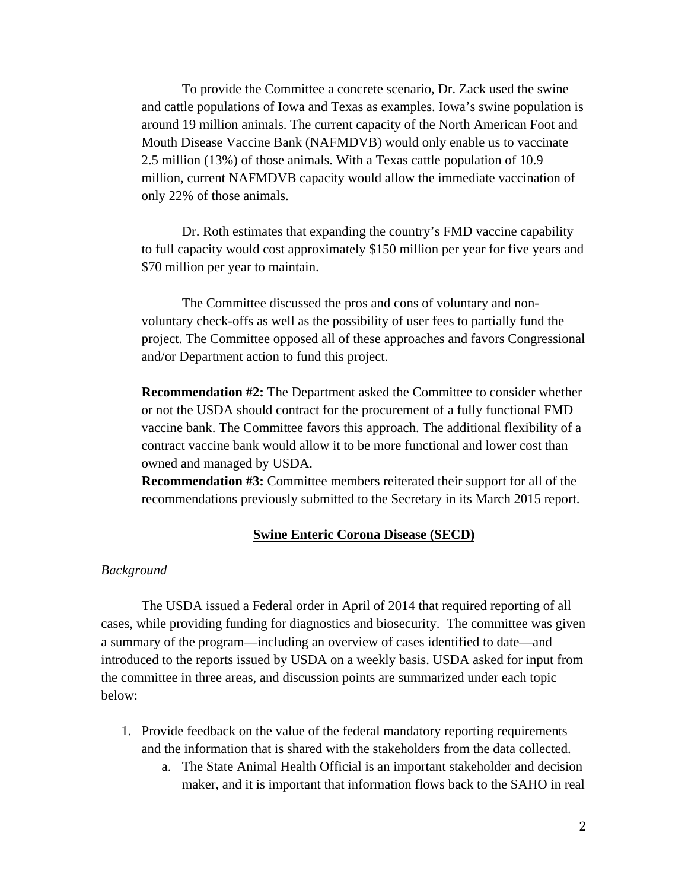To provide the Committee a concrete scenario, Dr. Zack used the swine and cattle populations of Iowa and Texas as examples. Iowa's swine population is around 19 million animals. The current capacity of the North American Foot and Mouth Disease Vaccine Bank (NAFMDVB) would only enable us to vaccinate 2.5 million (13%) of those animals. With a Texas cattle population of 10.9 million, current NAFMDVB capacity would allow the immediate vaccination of only 22% of those animals.

Dr. Roth estimates that expanding the country's FMD vaccine capability to full capacity would cost approximately $150 million per year for five years and $70 million per year to maintain.

The Committee discussed the pros and cons of voluntary and non-voluntary check-offs as well as the possibility of user fees to partially fund the project. The Committee opposed all of these approaches and favors Congressional and/or Department action to fund this project.

**Recommendation #2:** The Department asked the Committee to consider whether or not the USDA should contract for the procurement of a fully functional FMD vaccine bank. The Committee favors this approach. The additional flexibility of a contract vaccine bank would allow it to be more functional and lower cost than owned and managed by USDA.

**Recommendation #3:** Committee members reiterated their support for all of the recommendations previously submitted to the Secretary in its March 2015 report.

## Swine Enteric Corona Disease (SECD)

*Background*

The USDA issued a Federal order in April of 2014 that required reporting of all cases, while providing funding for diagnostics and biosecurity. The committee was given a summary of the program—including an overview of cases identified to date—and introduced to the reports issued by USDA on a weekly basis. USDA asked for input from the committee in three areas, and discussion points are summarized under each topic below:

1. Provide feedback on the value of the federal mandatory reporting requirements and the information that is shared with the stakeholders from the data collected.
   a. The State Animal Health Official is an important stakeholder and decision maker, and it is important that information flows back to the SAHO in real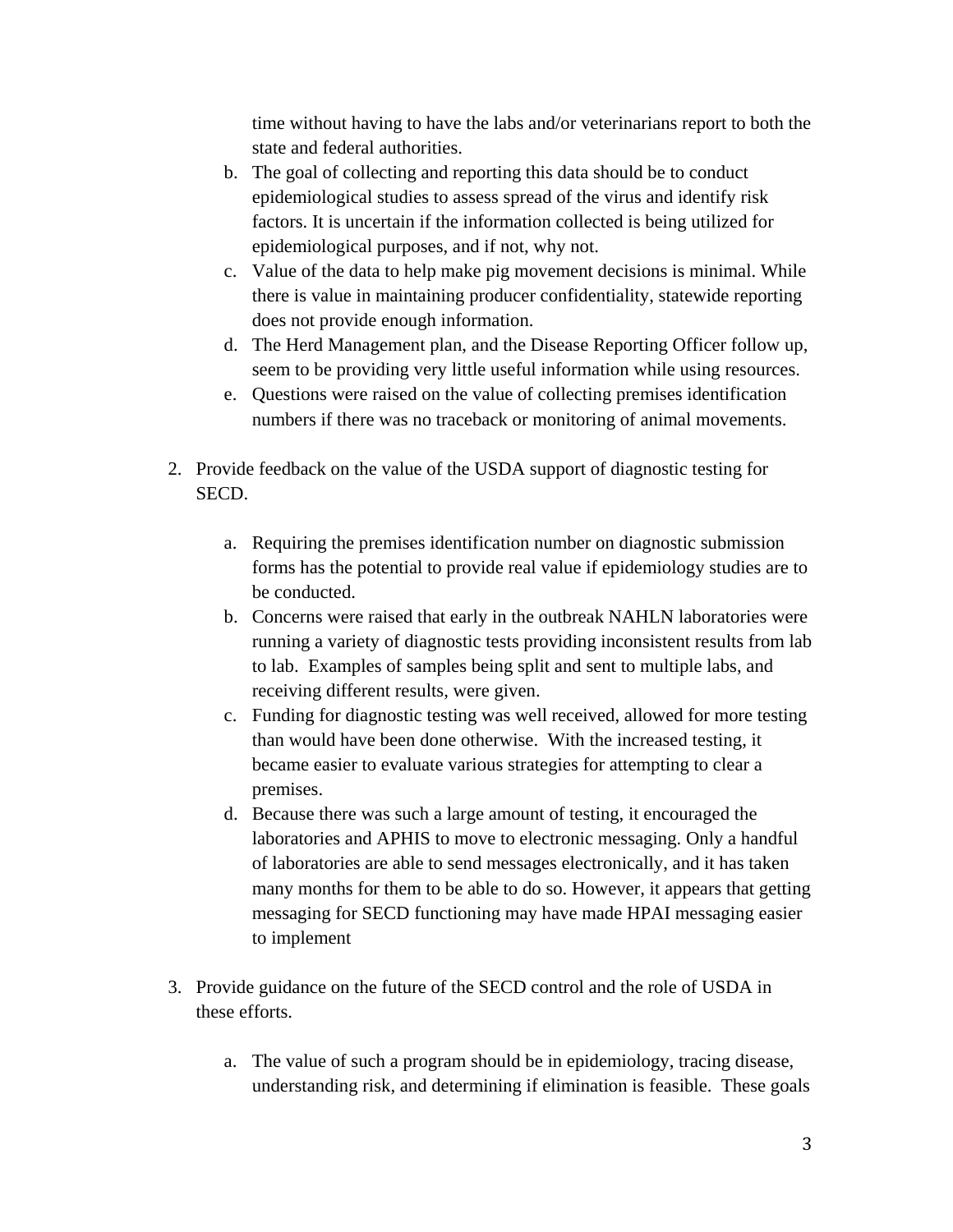time without having to have the labs and/or veterinarians report to both the state and federal authorities.

b. The goal of collecting and reporting this data should be to conduct epidemiological studies to assess spread of the virus and identify risk factors. It is uncertain if the information collected is being utilized for epidemiological purposes, and if not, why not.
c. Value of the data to help make pig movement decisions is minimal. While there is value in maintaining producer confidentiality, statewide reporting does not provide enough information.
d. The Herd Management plan, and the Disease Reporting Officer follow up, seem to be providing very little useful information while using resources.
e. Questions were raised on the value of collecting premises identification numbers if there was no traceback or monitoring of animal movements.

2. Provide feedback on the value of the USDA support of diagnostic testing for SECD.

    a. Requiring the premises identification number on diagnostic submission forms has the potential to provide real value if epidemiology studies are to be conducted.
    b. Concerns were raised that early in the outbreak NAHLN laboratories were running a variety of diagnostic tests providing inconsistent results from lab to lab. Examples of samples being split and sent to multiple labs, and receiving different results, were given.
    c. Funding for diagnostic testing was well received, allowed for more testing than would have been done otherwise. With the increased testing, it became easier to evaluate various strategies for attempting to clear a premises.
    d. Because there was such a large amount of testing, it encouraged the laboratories and APHIS to move to electronic messaging. Only a handful of laboratories are able to send messages electronically, and it has taken many months for them to be able to do so. However, it appears that getting messaging for SECD functioning may have made HPAI messaging easier to implement

3. Provide guidance on the future of the SECD control and the role of USDA in these efforts.

    a. The value of such a program should be in epidemiology, tracing disease, understanding risk, and determining if elimination is feasible. These goals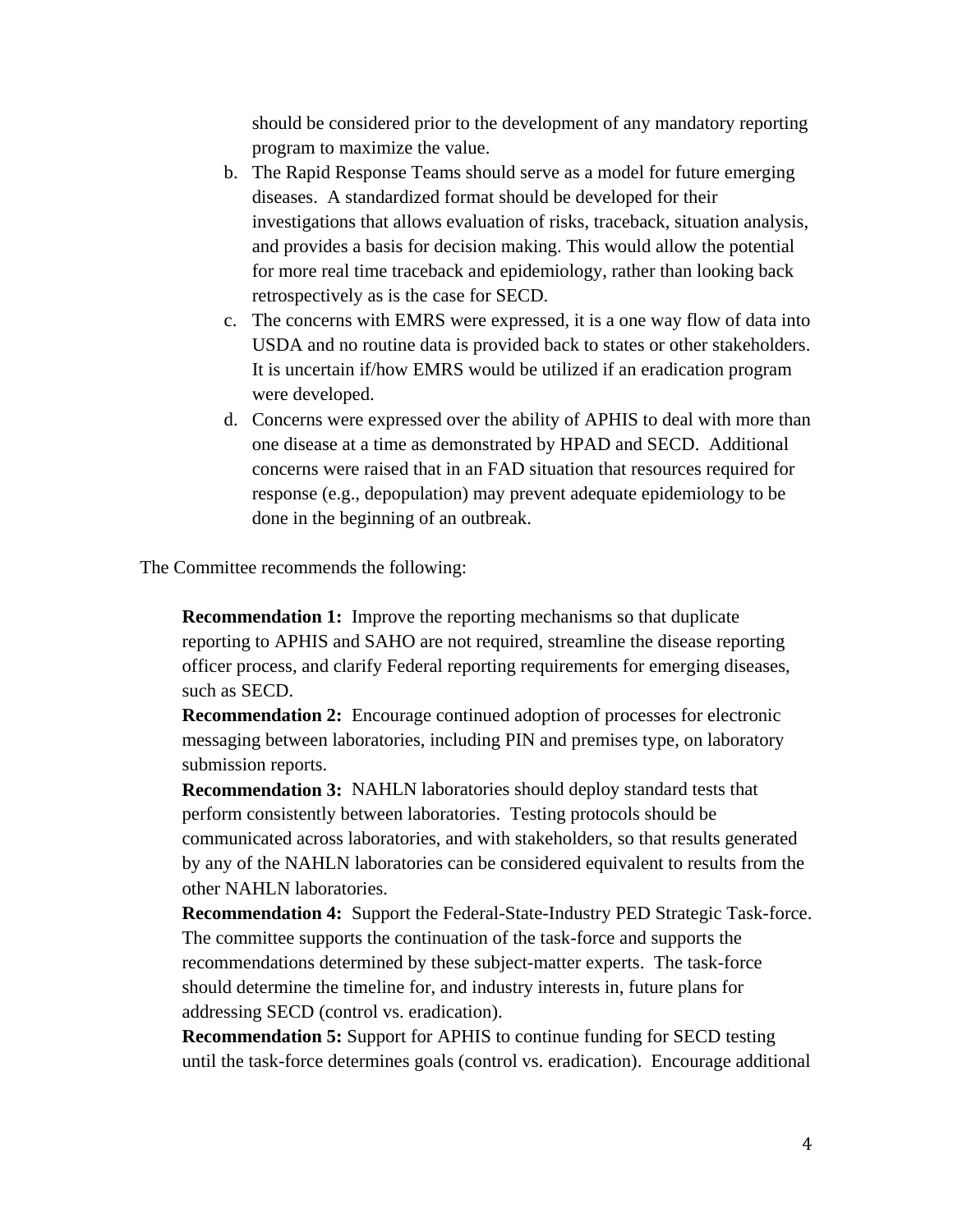should be considered prior to the development of any mandatory reporting program to maximize the value.

b. The Rapid Response Teams should serve as a model for future emerging diseases. A standardized format should be developed for their investigations that allows evaluation of risks, traceback, situation analysis, and provides a basis for decision making. This would allow the potential for more real time traceback and epidemiology, rather than looking back retrospectively as is the case for SECD.
c. The concerns with EMRS were expressed, it is a one way flow of data into USDA and no routine data is provided back to states or other stakeholders. It is uncertain if/how EMRS would be utilized if an eradication program were developed.
d. Concerns were expressed over the ability of APHIS to deal with more than one disease at a time as demonstrated by HPAD and SECD. Additional concerns were raised that in an FAD situation that resources required for response (e.g., depopulation) may prevent adequate epidemiology to be done in the beginning of an outbreak.

The Committee recommends the following:

**Recommendation 1:** Improve the reporting mechanisms so that duplicate reporting to APHIS and SAHO are not required, streamline the disease reporting officer process, and clarify Federal reporting requirements for emerging diseases, such as SECD.

**Recommendation 2:** Encourage continued adoption of processes for electronic messaging between laboratories, including PIN and premises type, on laboratory submission reports.

**Recommendation 3:** NAHLN laboratories should deploy standard tests that perform consistently between laboratories. Testing protocols should be communicated across laboratories, and with stakeholders, so that results generated by any of the NAHLN laboratories can be considered equivalent to results from the other NAHLN laboratories.

**Recommendation 4:** Support the Federal-State-Industry PED Strategic Task-force. The committee supports the continuation of the task-force and supports the recommendations determined by these subject-matter experts. The task-force should determine the timeline for, and industry interests in, future plans for addressing SECD (control vs. eradication).

**Recommendation 5:** Support for APHIS to continue funding for SECD testing until the task-force determines goals (control vs. eradication). Encourage additional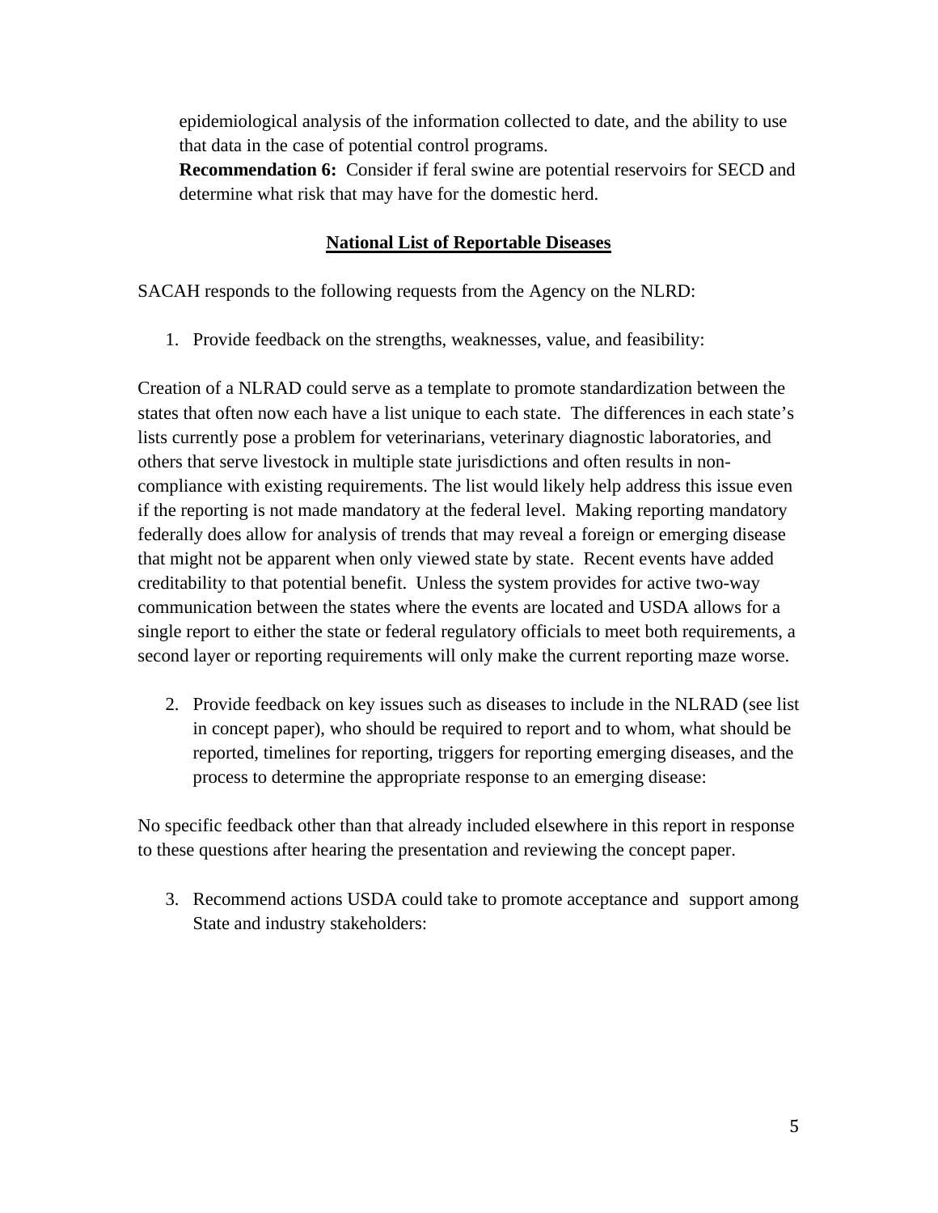epidemiological analysis of the information collected to date, and the ability to use that data in the case of potential control programs.

**Recommendation 6:** Consider if feral swine are potential reservoirs for SECD and determine what risk that may have for the domestic herd.

## National List of Reportable Diseases

SACAH responds to the following requests from the Agency on the NLRD:

1. Provide feedback on the strengths, weaknesses, value, and feasibility:

Creation of a NLRAD could serve as a template to promote standardization between the states that often now each have a list unique to each state. The differences in each state's lists currently pose a problem for veterinarians, veterinary diagnostic laboratories, and others that serve livestock in multiple state jurisdictions and often results in non-compliance with existing requirements. The list would likely help address this issue even if the reporting is not made mandatory at the federal level. Making reporting mandatory federally does allow for analysis of trends that may reveal a foreign or emerging disease that might not be apparent when only viewed state by state. Recent events have added creditability to that potential benefit. Unless the system provides for active two-way communication between the states where the events are located and USDA allows for a single report to either the state or federal regulatory officials to meet both requirements, a second layer or reporting requirements will only make the current reporting maze worse.

2. Provide feedback on key issues such as diseases to include in the NLRAD (see list in concept paper), who should be required to report and to whom, what should be reported, timelines for reporting, triggers for reporting emerging diseases, and the process to determine the appropriate response to an emerging disease:

No specific feedback other than that already included elsewhere in this report in response to these questions after hearing the presentation and reviewing the concept paper.

3. Recommend actions USDA could take to promote acceptance and support among State and industry stakeholders: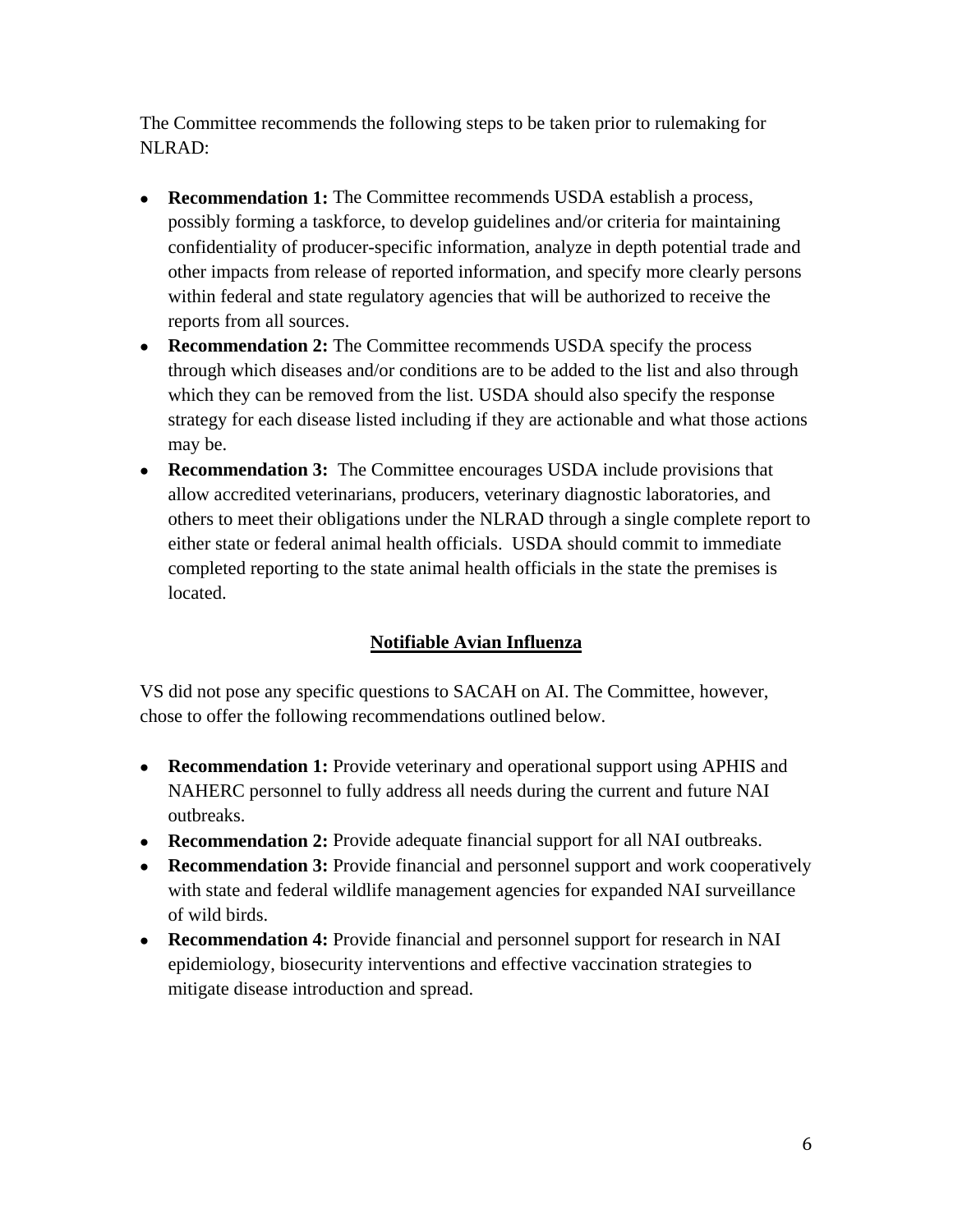The Committee recommends the following steps to be taken prior to rulemaking for NLRAD:

- **Recommendation 1:** The Committee recommends USDA establish a process, possibly forming a taskforce, to develop guidelines and/or criteria for maintaining confidentiality of producer-specific information, analyze in depth potential trade and other impacts from release of reported information, and specify more clearly persons within federal and state regulatory agencies that will be authorized to receive the reports from all sources.
- **Recommendation 2:** The Committee recommends USDA specify the process through which diseases and/or conditions are to be added to the list and also through which they can be removed from the list. USDA should also specify the response strategy for each disease listed including if they are actionable and what those actions may be.
- **Recommendation 3:** The Committee encourages USDA include provisions that allow accredited veterinarians, producers, veterinary diagnostic laboratories, and others to meet their obligations under the NLRAD through a single complete report to either state or federal animal health officials. USDA should commit to immediate completed reporting to the state animal health officials in the state the premises is located.

## Notifiable Avian Influenza

VS did not pose any specific questions to SACAH on AI. The Committee, however, chose to offer the following recommendations outlined below.

- **Recommendation 1:** Provide veterinary and operational support using APHIS and NAHERC personnel to fully address all needs during the current and future NAI outbreaks.
- **Recommendation 2:** Provide adequate financial support for all NAI outbreaks.
- **Recommendation 3:** Provide financial and personnel support and work cooperatively with state and federal wildlife management agencies for expanded NAI surveillance of wild birds.
- **Recommendation 4:** Provide financial and personnel support for research in NAI epidemiology, biosecurity interventions and effective vaccination strategies to mitigate disease introduction and spread.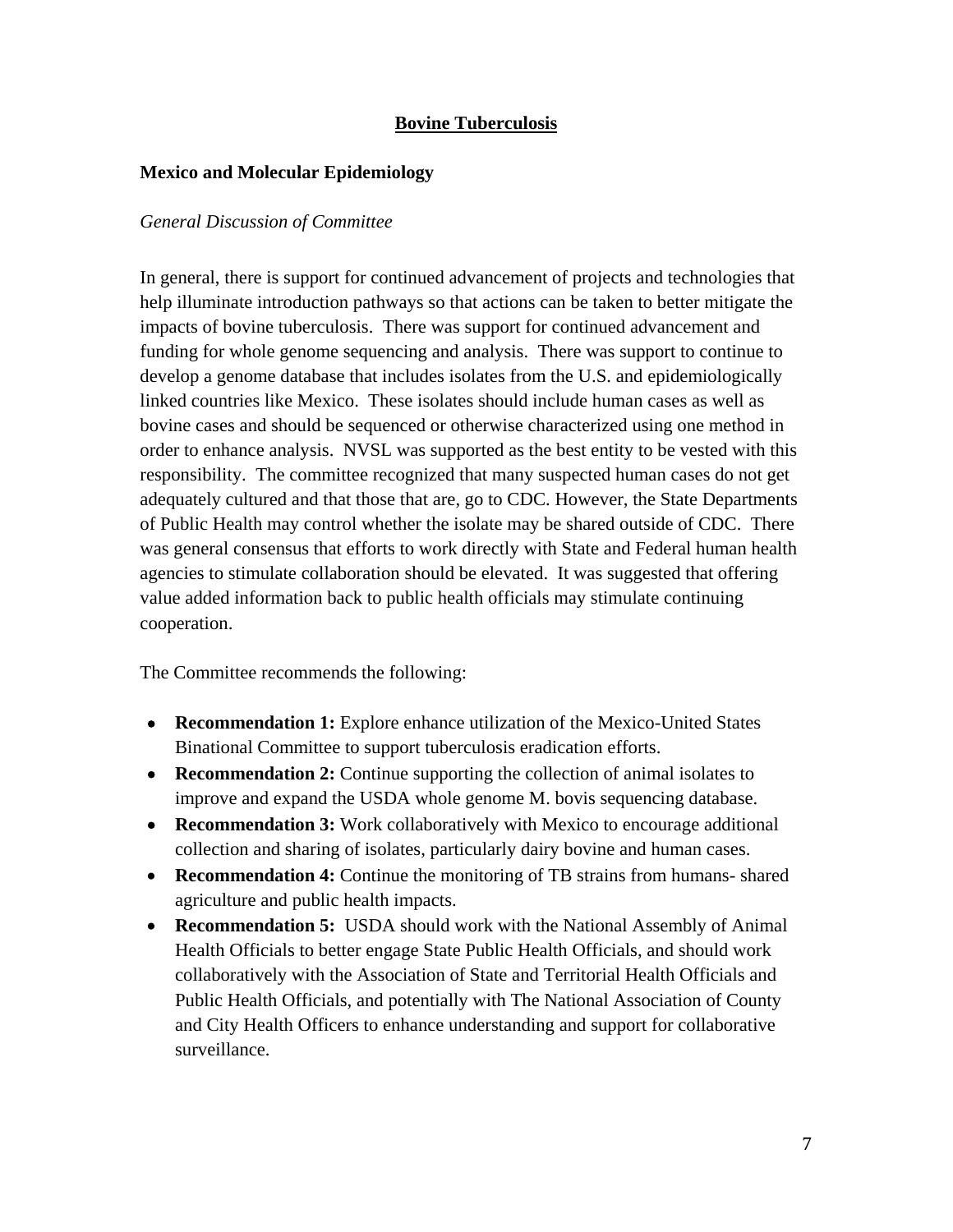# Bovine Tuberculosis

## Mexico and Molecular Epidemiology

*General Discussion of Committee*

In general, there is support for continued advancement of projects and technologies that help illuminate introduction pathways so that actions can be taken to better mitigate the impacts of bovine tuberculosis. There was support for continued advancement and funding for whole genome sequencing and analysis. There was support to continue to develop a genome database that includes isolates from the U.S. and epidemiologically linked countries like Mexico. These isolates should include human cases as well as bovine cases and should be sequenced or otherwise characterized using one method in order to enhance analysis. NVSL was supported as the best entity to be vested with this responsibility. The committee recognized that many suspected human cases do not get adequately cultured and that those that are, go to CDC. However, the State Departments of Public Health may control whether the isolate may be shared outside of CDC. There was general consensus that efforts to work directly with State and Federal human health agencies to stimulate collaboration should be elevated. It was suggested that offering value added information back to public health officials may stimulate continuing cooperation.

The Committee recommends the following:

- **Recommendation 1:** Explore enhance utilization of the Mexico-United States Binational Committee to support tuberculosis eradication efforts.
- **Recommendation 2:** Continue supporting the collection of animal isolates to improve and expand the USDA whole genome M. bovis sequencing database.
- **Recommendation 3:** Work collaboratively with Mexico to encourage additional collection and sharing of isolates, particularly dairy bovine and human cases.
- **Recommendation 4:** Continue the monitoring of TB strains from humans- shared agriculture and public health impacts.
- **Recommendation 5:** USDA should work with the National Assembly of Animal Health Officials to better engage State Public Health Officials, and should work collaboratively with the Association of State and Territorial Health Officials and Public Health Officials, and potentially with The National Association of County and City Health Officers to enhance understanding and support for collaborative surveillance.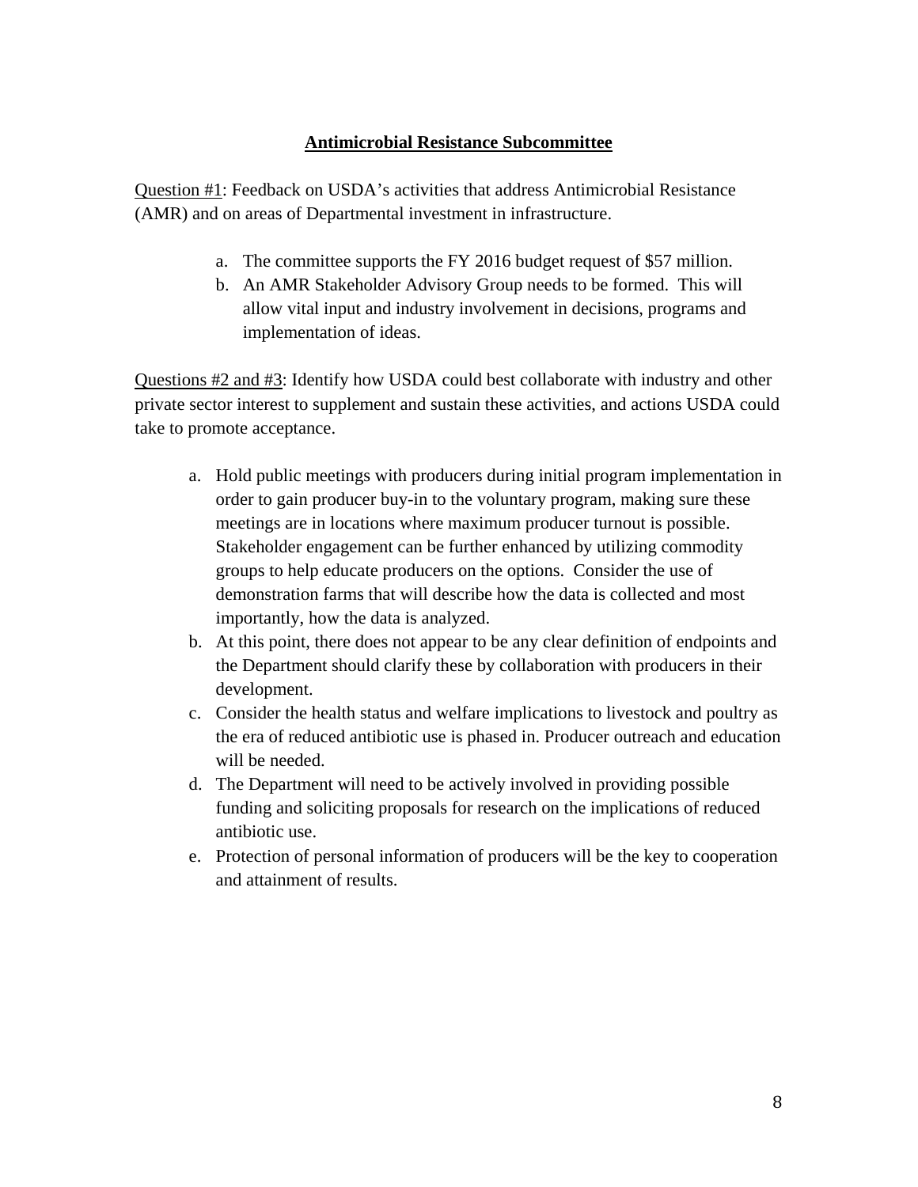## Antimicrobial Resistance Subcommittee

Question #1: Feedback on USDA's activities that address Antimicrobial Resistance (AMR) and on areas of Departmental investment in infrastructure.

a. The committee supports the FY 2016 budget request of $57 million.
b. An AMR Stakeholder Advisory Group needs to be formed. This will allow vital input and industry involvement in decisions, programs and implementation of ideas.

Questions #2 and #3: Identify how USDA could best collaborate with industry and other private sector interest to supplement and sustain these activities, and actions USDA could take to promote acceptance.

a. Hold public meetings with producers during initial program implementation in order to gain producer buy-in to the voluntary program, making sure these meetings are in locations where maximum producer turnout is possible. Stakeholder engagement can be further enhanced by utilizing commodity groups to help educate producers on the options. Consider the use of demonstration farms that will describe how the data is collected and most importantly, how the data is analyzed.
b. At this point, there does not appear to be any clear definition of endpoints and the Department should clarify these by collaboration with producers in their development.
c. Consider the health status and welfare implications to livestock and poultry as the era of reduced antibiotic use is phased in. Producer outreach and education will be needed.
d. The Department will need to be actively involved in providing possible funding and soliciting proposals for research on the implications of reduced antibiotic use.
e. Protection of personal information of producers will be the key to cooperation and attainment of results.